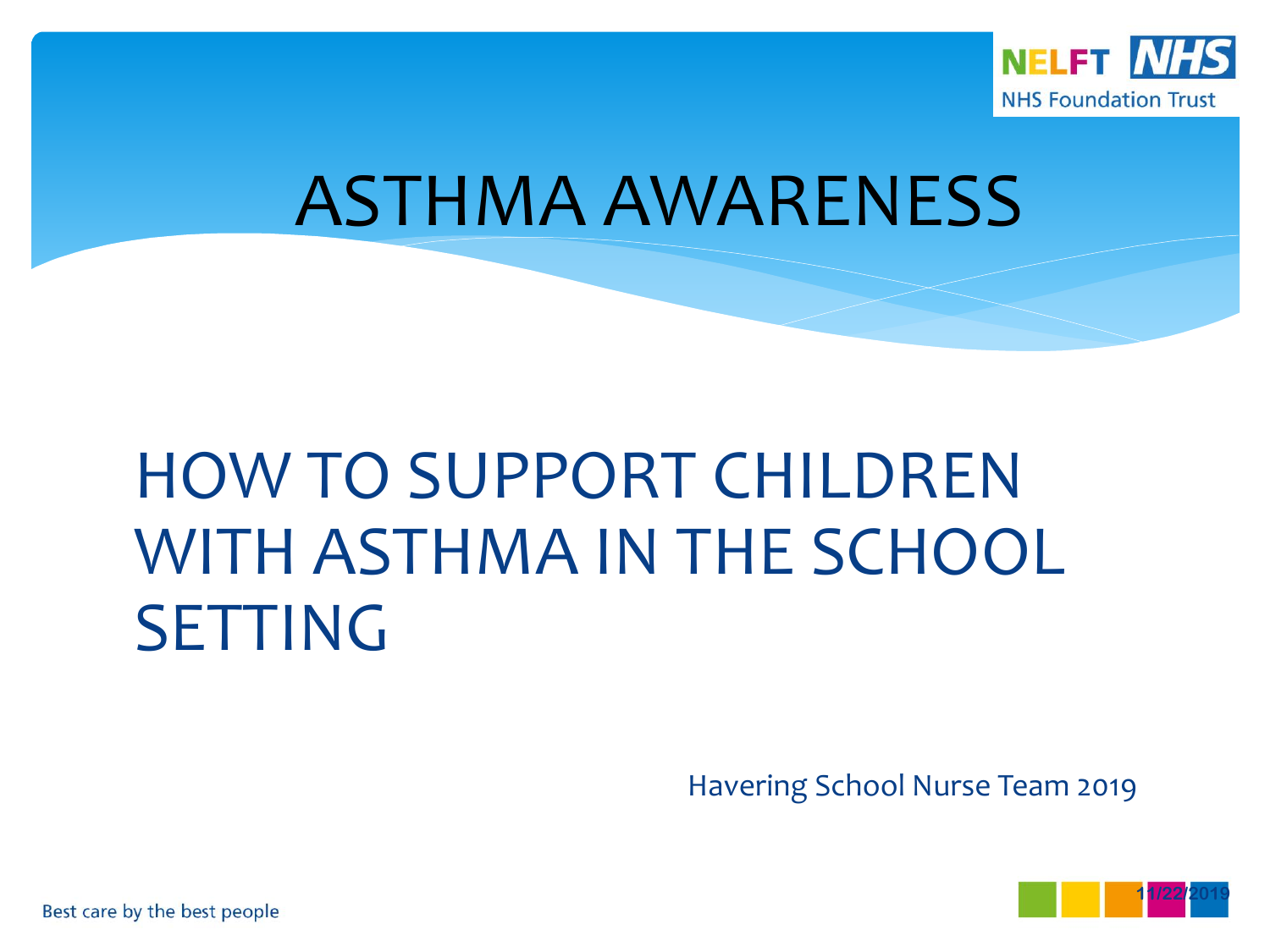# ASTHMA AWARENESS

## HOW TO SUPPORT CHILDREN WITH ASTHMA IN THE SCHOOL SETTING

Havering School Nurse Team 2019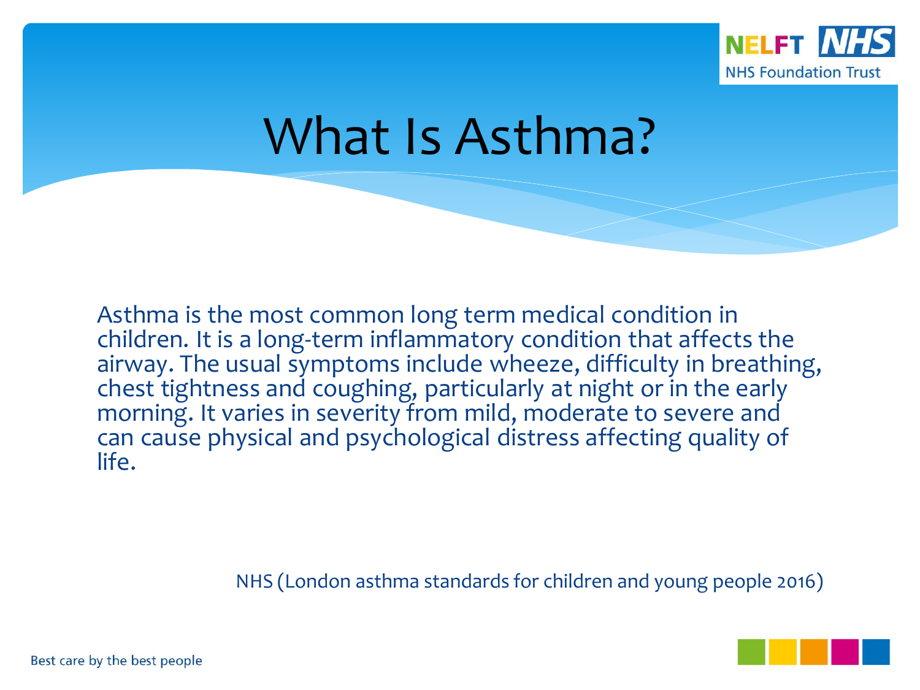# What Is Asthma?

Asthma is the most common long term medical condition in children. It is a long-term inflammatory condition that affects the airway. The usual symptoms include wheeze, difficulty in breathing, chest tightness and coughing, particularly at night or in the early morning. It varies in severity from mild, moderate to severe and can cause physical and psychological distress affecting quality of life.

NHS (London asthma standards for children and young people 2016)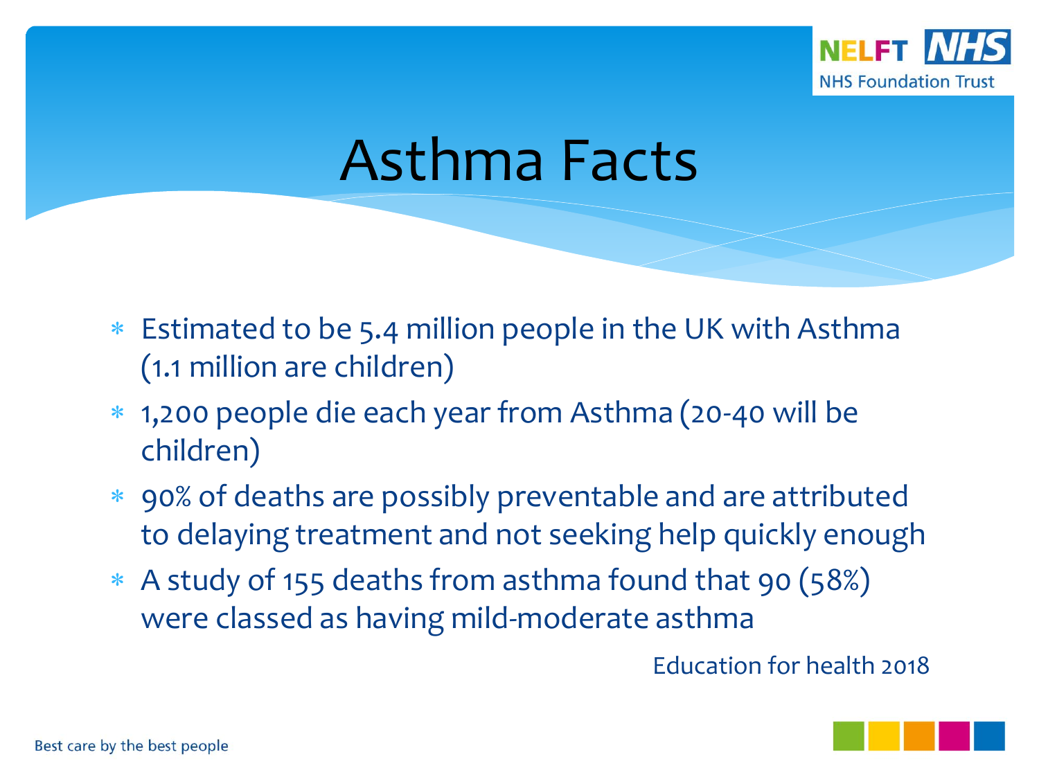# Asthma Facts

- Estimated to be 5.4 million people in the UK with Asthma (1.1 million are children)
- 1,200 people die each year from Asthma (20-40 will be children)
- 90% of deaths are possibly preventable and are attributed to delaying treatment and not seeking help quickly enough
- A study of 155 deaths from asthma found that 90 (58%) were classed as having mild-moderate asthma

Education for health 2018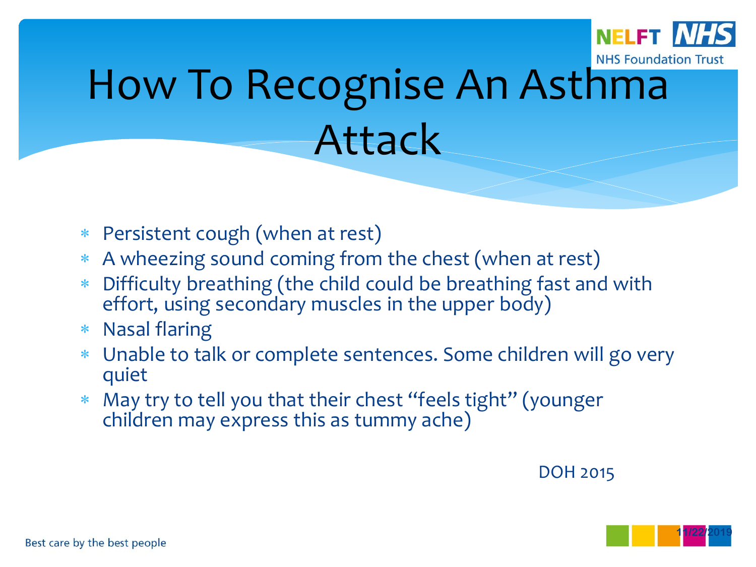# How To Recognise An Asthma Attack

- Persistent cough (when at rest)
- A wheezing sound coming from the chest (when at rest)
- Difficulty breathing (the child could be breathing fast and with effort, using secondary muscles in the upper body)
- Nasal flaring
- Unable to talk or complete sentences. Some children will go very quiet
- May try to tell you that their chest "feels tight" (younger children may express this as tummy ache)

DOH 2015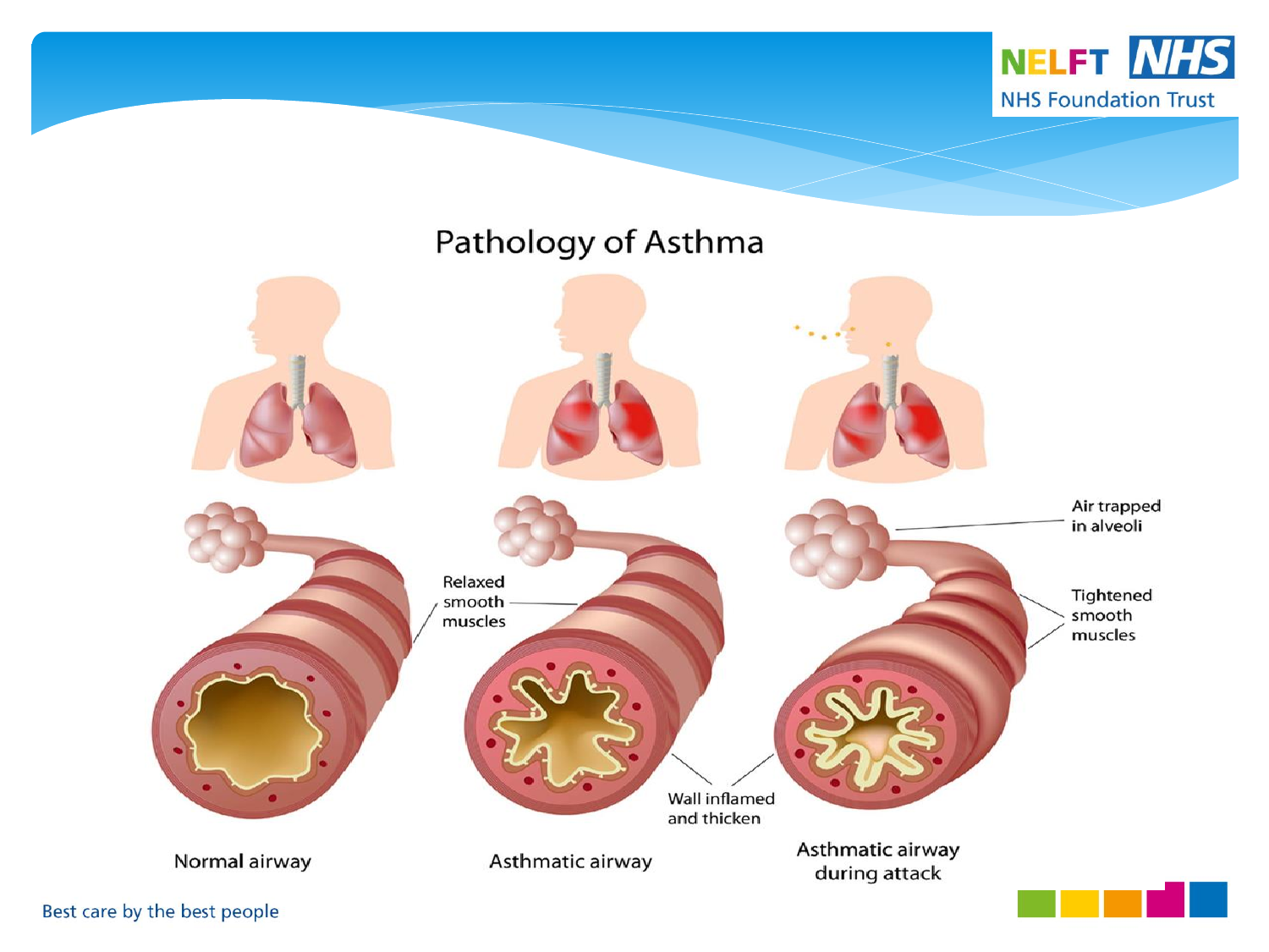# Pathology of Asthma

Air trapped in alveoli

Relaxed smooth muscles

Tightened smooth muscles

Wall inflamed and thicken

Normal airway

Asthmatic airway

Asthmatic airway during attack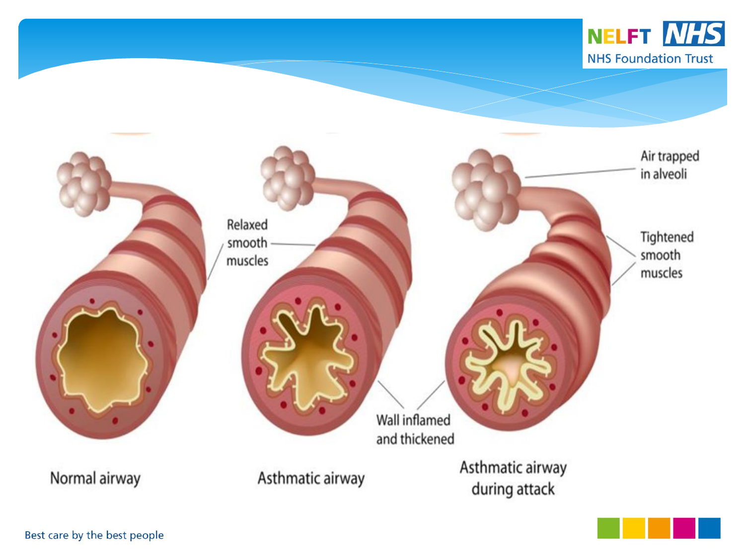Relaxed smooth muscles

Air trapped in alveoli

Tightened smooth muscles

Wall inflamed and thickened

Normal airway

Asthmatic airway

Asthmatic airway during attack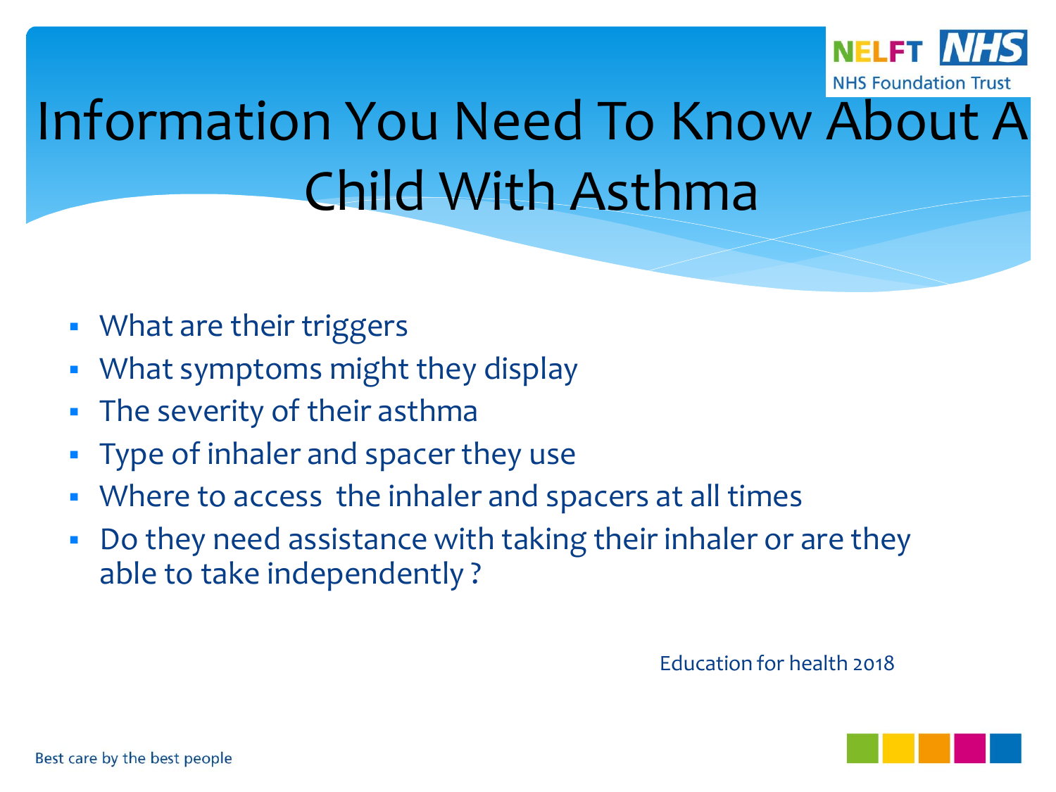# Information You Need To Know About A Child With Asthma

- What are their triggers
- What symptoms might they display
- The severity of their asthma
- Type of inhaler and spacer they use
- Where to access  the inhaler and spacers at all times
- Do they need assistance with taking their inhaler or are they able to take independently ?

Education for health 2018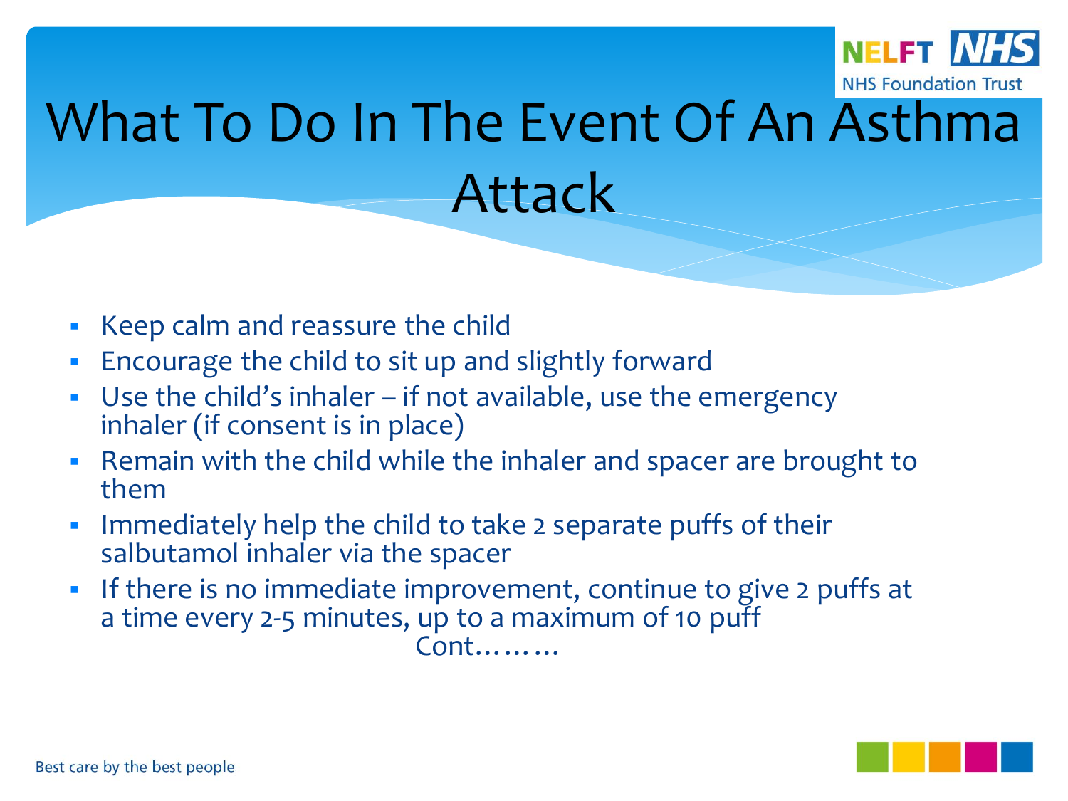# What To Do In The Event Of An Asthma Attack

- Keep calm and reassure the child
- Encourage the child to sit up and slightly forward
- Use the child's inhaler – if not available, use the emergency inhaler (if consent is in place)
- Remain with the child while the inhaler and spacer are brought to them
- Immediately help the child to take 2 separate puffs of their salbutamol inhaler via the spacer
- If there is no immediate improvement, continue to give 2 puffs at a time every 2-5 minutes, up to a maximum of 10 puff

Cont………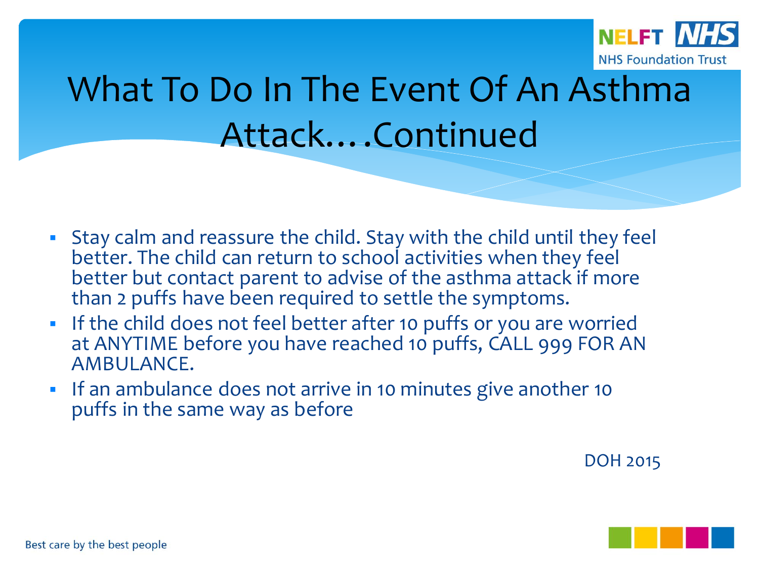# What To Do In The Event Of An Asthma Attack….Continued

- Stay calm and reassure the child. Stay with the child until they feel better. The child can return to school activities when they feel better but contact parent to advise of the asthma attack if more than 2 puffs have been required to settle the symptoms.
- If the child does not feel better after 10 puffs or you are worried at ANYTIME before you have reached 10 puffs, CALL 999 FOR AN AMBULANCE.
- If an ambulance does not arrive in 10 minutes give another 10 puffs in the same way as before

DOH 2015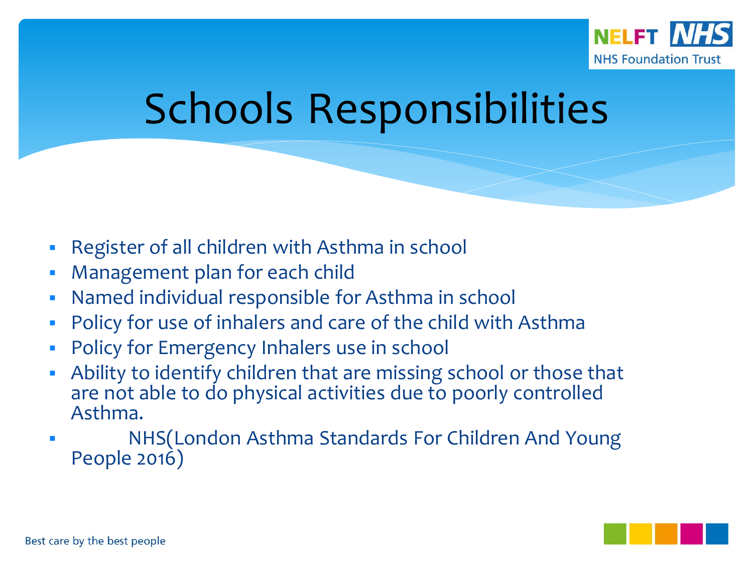# Schools Responsibilities

- Register of all children with Asthma in school
- Management plan for each child
- Named individual responsible for Asthma in school
- Policy for use of inhalers and care of the child with Asthma
- Policy for Emergency Inhalers use in school
- Ability to identify children that are missing school or those that are not able to do physical activities due to poorly controlled Asthma.
- NHS(London Asthma Standards For Children And Young People 2016)

Best care by the best people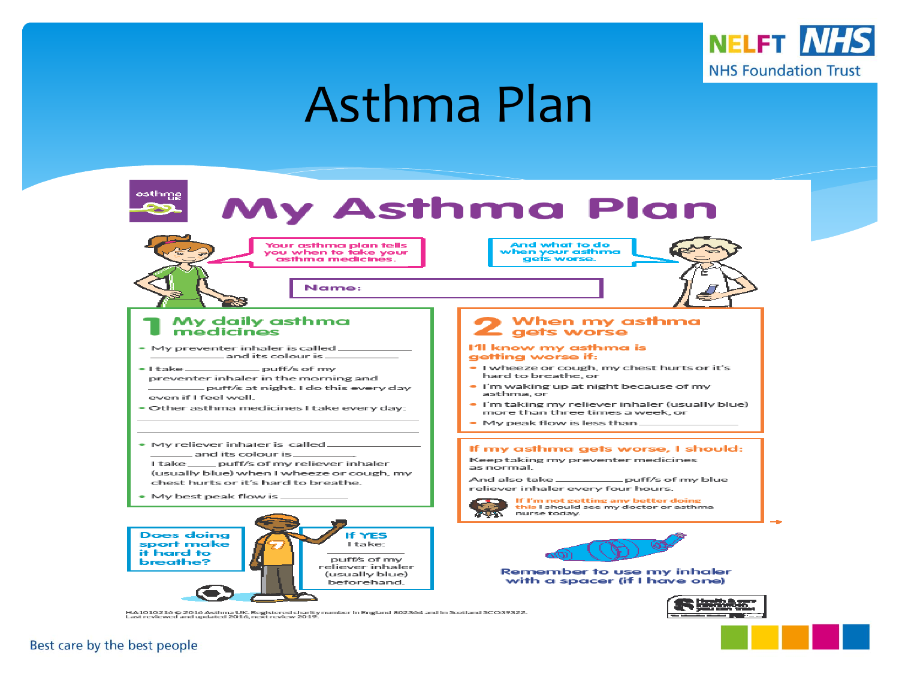# Asthma Plan

## My Asthma Plan

Your asthma plan tells you when to take your asthma medicines.

And what to do when your asthma gets worse.

Name:

### 1 My daily asthma medicines

- My preventer inhaler is called ______________ ______________ and its colour is ______________
- I take __________ puff/s of my preventer inhaler in the morning and __________ puff/s at night. I do this every day even if I feel well.
- Other asthma medicines I take every day: ______________
- My reliever inhaler is called ______________ __________ and its colour is __________. I take _____ puff/s of my reliever inhaler (usually blue) when I wheeze or cough, my chest hurts or it's hard to breathe.
- My best peak flow is ______________

Does doing sport make it hard to breathe?

If YES I take: __________ puff/s of my reliever inhaler (usually blue) beforehand.

### 2 When my asthma gets worse

**I'll know my asthma is getting worse if:**

- I wheeze or cough, my chest hurts or it's hard to breathe, or
- I'm waking up at night because of my asthma, or
- I'm taking my reliever inhaler (usually blue) more than three times a week, or
- My peak flow is less than ______________

**If my asthma gets worse, I should:**

Keep taking my preventer medicines as normal.

And also take __________ puff/s of my blue reliever inhaler every four hours.

**If I'm not getting any better doing this** I should see my doctor or asthma nurse today.

Remember to use my inhaler with a spacer (if I have one)

HA1010216 © 2016 Asthma UK. Registered charity number in England 802364 and in Scotland SC039322. Last reviewed and updated 2016, next review 2019.

Best care by the best people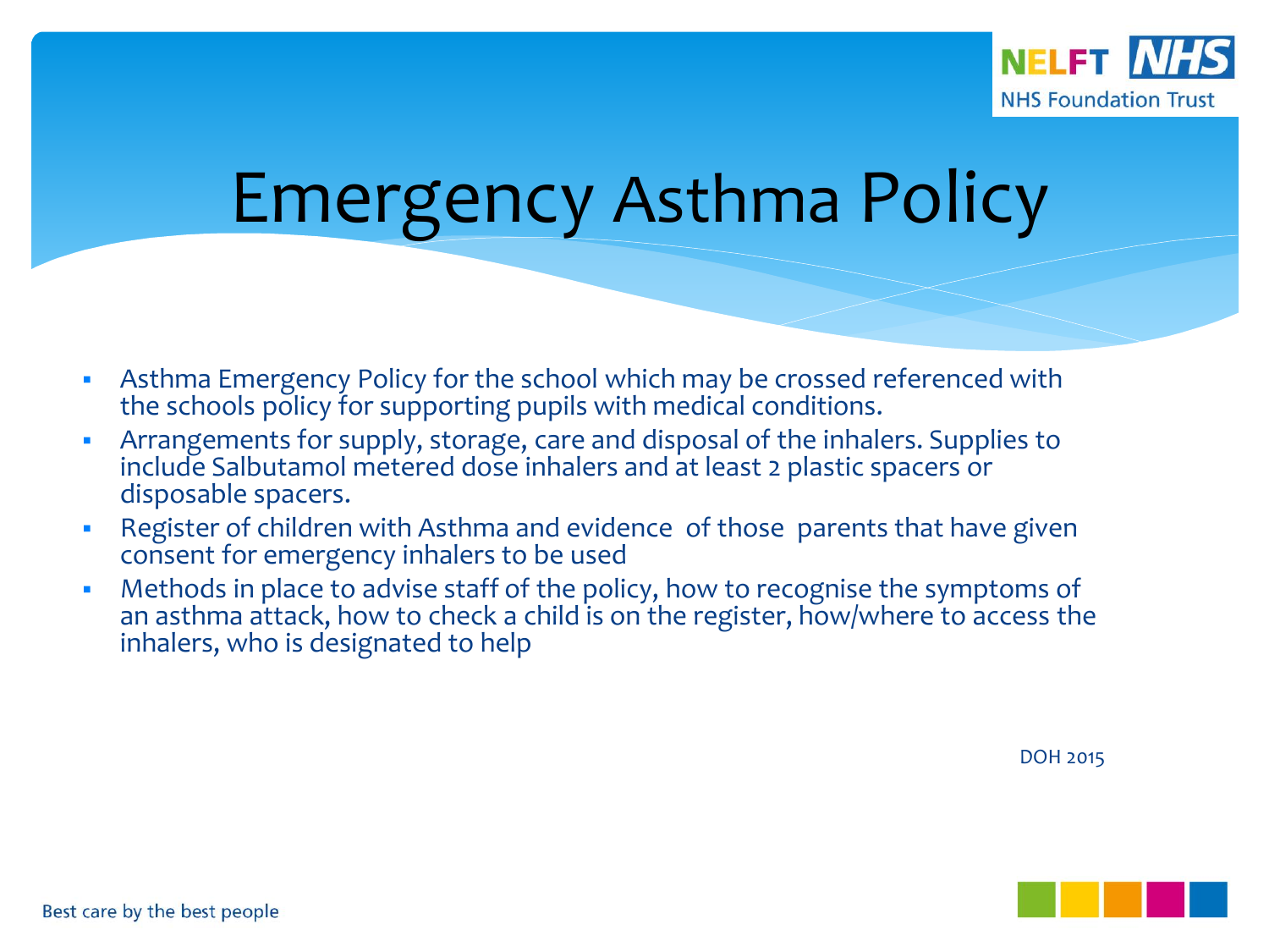# Emergency Asthma Policy

- Asthma Emergency Policy for the school which may be crossed referenced with the schools policy for supporting pupils with medical conditions.
- Arrangements for supply, storage, care and disposal of the inhalers. Supplies to include Salbutamol metered dose inhalers and at least 2 plastic spacers or disposable spacers.
- Register of children with Asthma and evidence of those parents that have given consent for emergency inhalers to be used
- Methods in place to advise staff of the policy, how to recognise the symptoms of an asthma attack, how to check a child is on the register, how/where to access the inhalers, who is designated to help

DOH 2015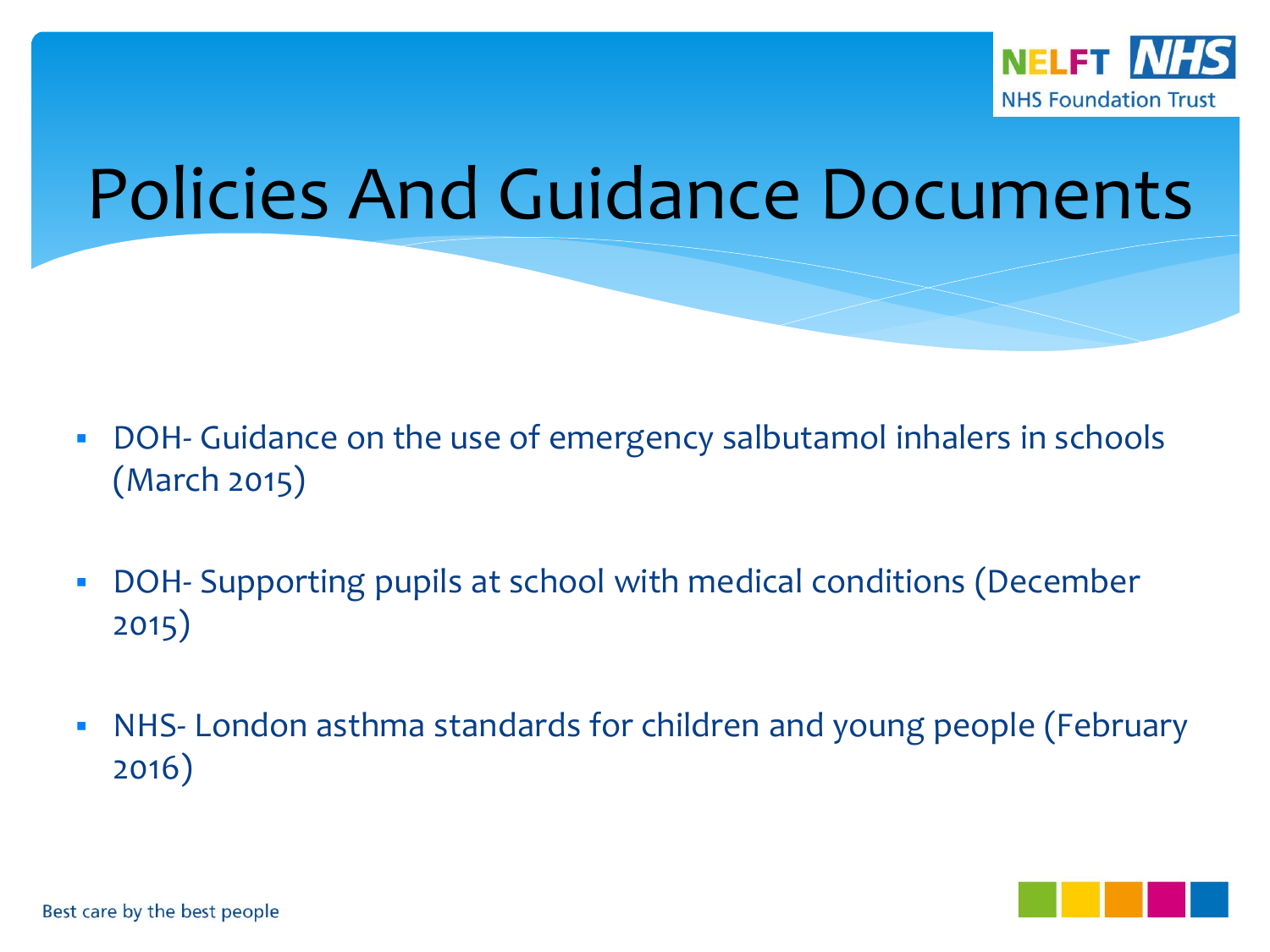# Policies And Guidance Documents

- DOH- Guidance on the use of emergency salbutamol inhalers in schools (March 2015)
- DOH- Supporting pupils at school with medical conditions (December 2015)
- NHS- London asthma standards for children and young people (February 2016)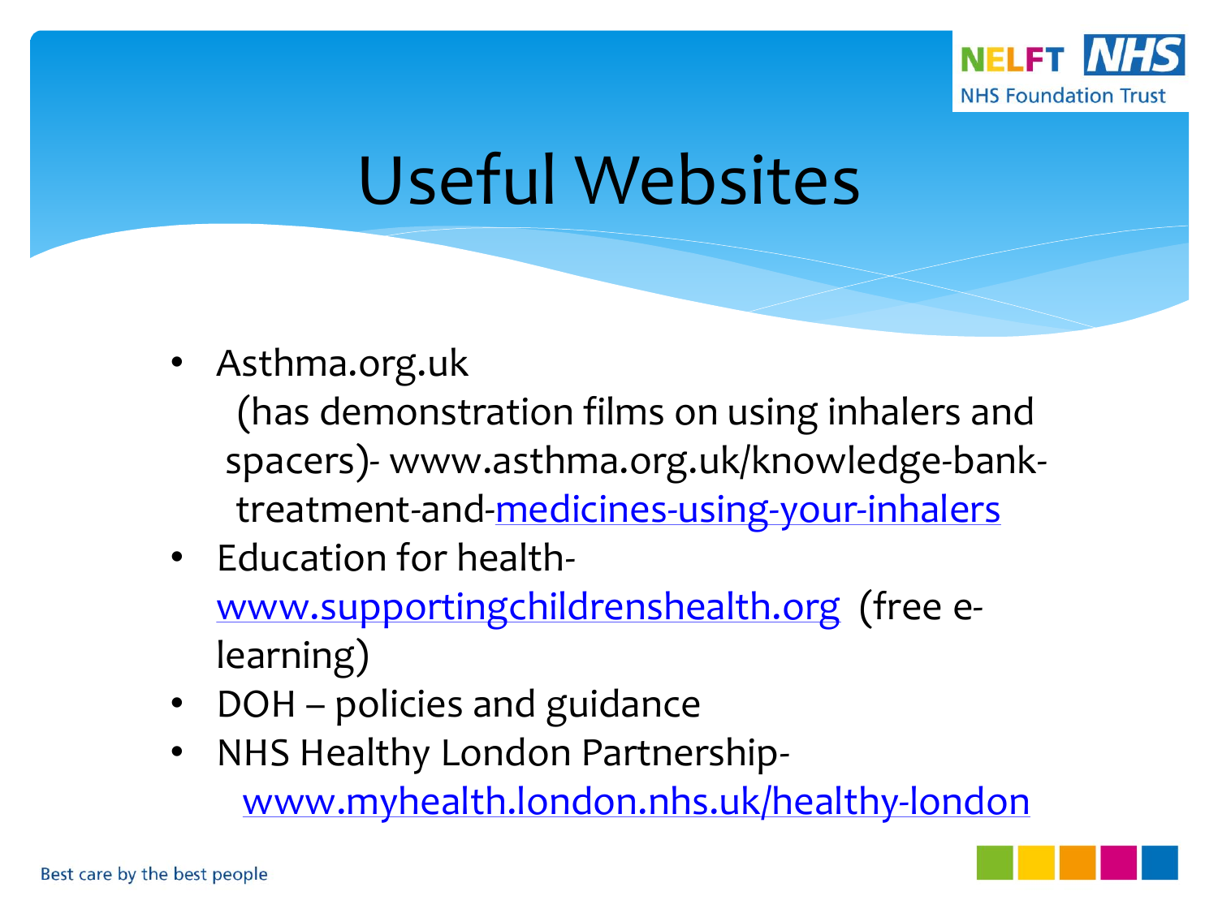# Useful Websites

- Asthma.org.uk
  (has demonstration films on using inhalers and spacers)- www.asthma.org.uk/knowledge-bank-treatment-and-medicines-using-your-inhalers
- Education for health- www.supportingchildrenshealth.org (free e-learning)
- DOH – policies and guidance
- NHS Healthy London Partnership- www.myhealth.london.nhs.uk/healthy-london